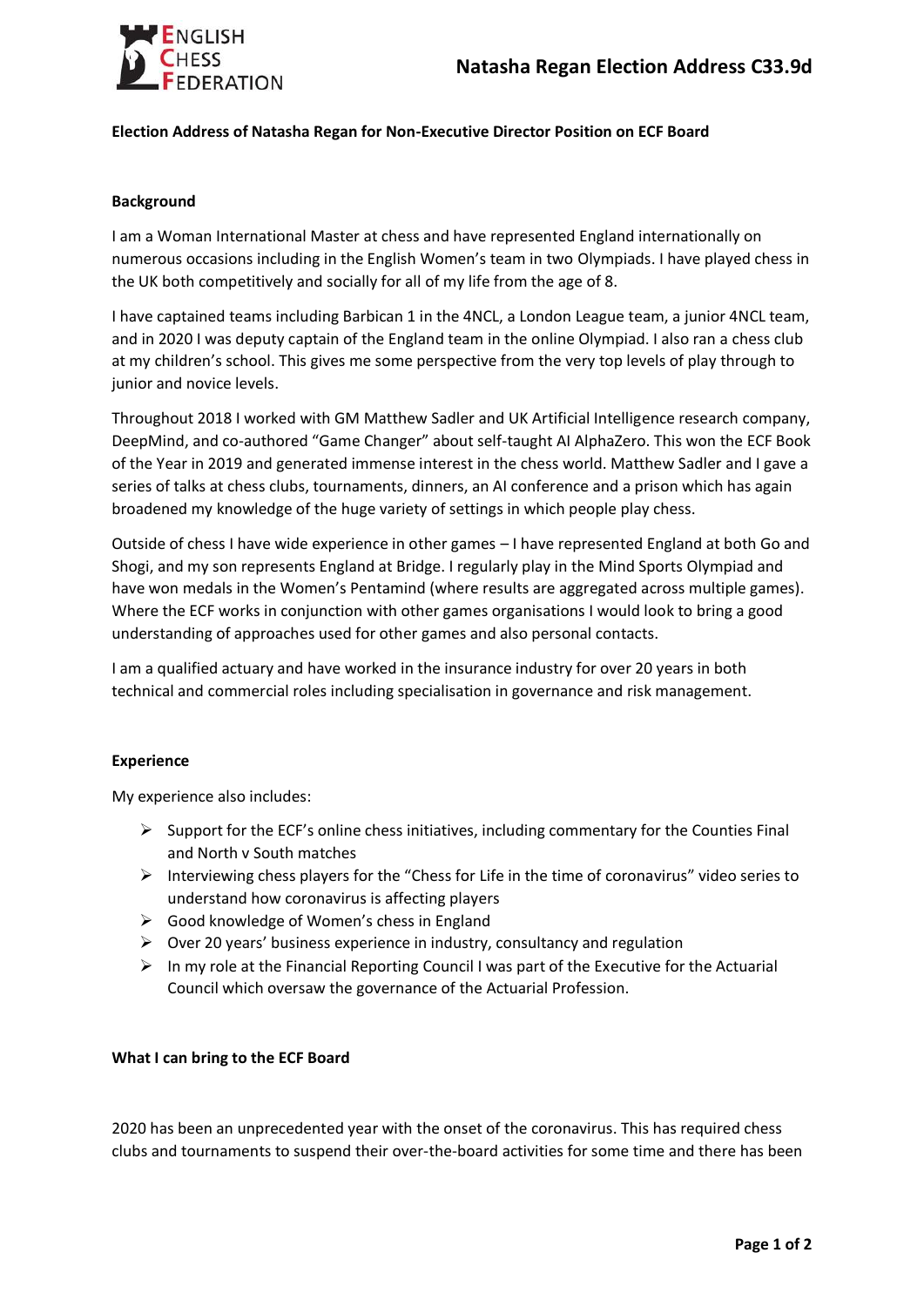# Natasha Regan Election Address C33.9d

**Election Address of Natasha Regan for Non-Executive Director Position on ECF Board**

**Background**

I am a Woman International Master at chess and have represented England internationally on numerous occasions including in the English Women's team in two Olympiads. I have played chess in the UK both competitively and socially for all of my life from the age of 8.

I have captained teams including Barbican 1 in the 4NCL, a London League team, a junior 4NCL team, and in 2020 I was deputy captain of the England team in the online Olympiad. I also ran a chess club at my children's school. This gives me some perspective from the very top levels of play through to junior and novice levels.

Throughout 2018 I worked with GM Matthew Sadler and UK Artificial Intelligence research company, DeepMind, and co-authored "Game Changer" about self-taught AI AlphaZero. This won the ECF Book of the Year in 2019 and generated immense interest in the chess world. Matthew Sadler and I gave a series of talks at chess clubs, tournaments, dinners, an AI conference and a prison which has again broadened my knowledge of the huge variety of settings in which people play chess.

Outside of chess I have wide experience in other games – I have represented England at both Go and Shogi, and my son represents England at Bridge. I regularly play in the Mind Sports Olympiad and have won medals in the Women's Pentamind (where results are aggregated across multiple games). Where the ECF works in conjunction with other games organisations I would look to bring a good understanding of approaches used for other games and also personal contacts.

I am a qualified actuary and have worked in the insurance industry for over 20 years in both technical and commercial roles including specialisation in governance and risk management.

**Experience**

My experience also includes:

- Support for the ECF's online chess initiatives, including commentary for the Counties Final and North v South matches
- Interviewing chess players for the "Chess for Life in the time of coronavirus" video series to understand how coronavirus is affecting players
- Good knowledge of Women's chess in England
- Over 20 years' business experience in industry, consultancy and regulation
- In my role at the Financial Reporting Council I was part of the Executive for the Actuarial Council which oversaw the governance of the Actuarial Profession.

**What I can bring to the ECF Board**

2020 has been an unprecedented year with the onset of the coronavirus. This has required chess clubs and tournaments to suspend their over-the-board activities for some time and there has been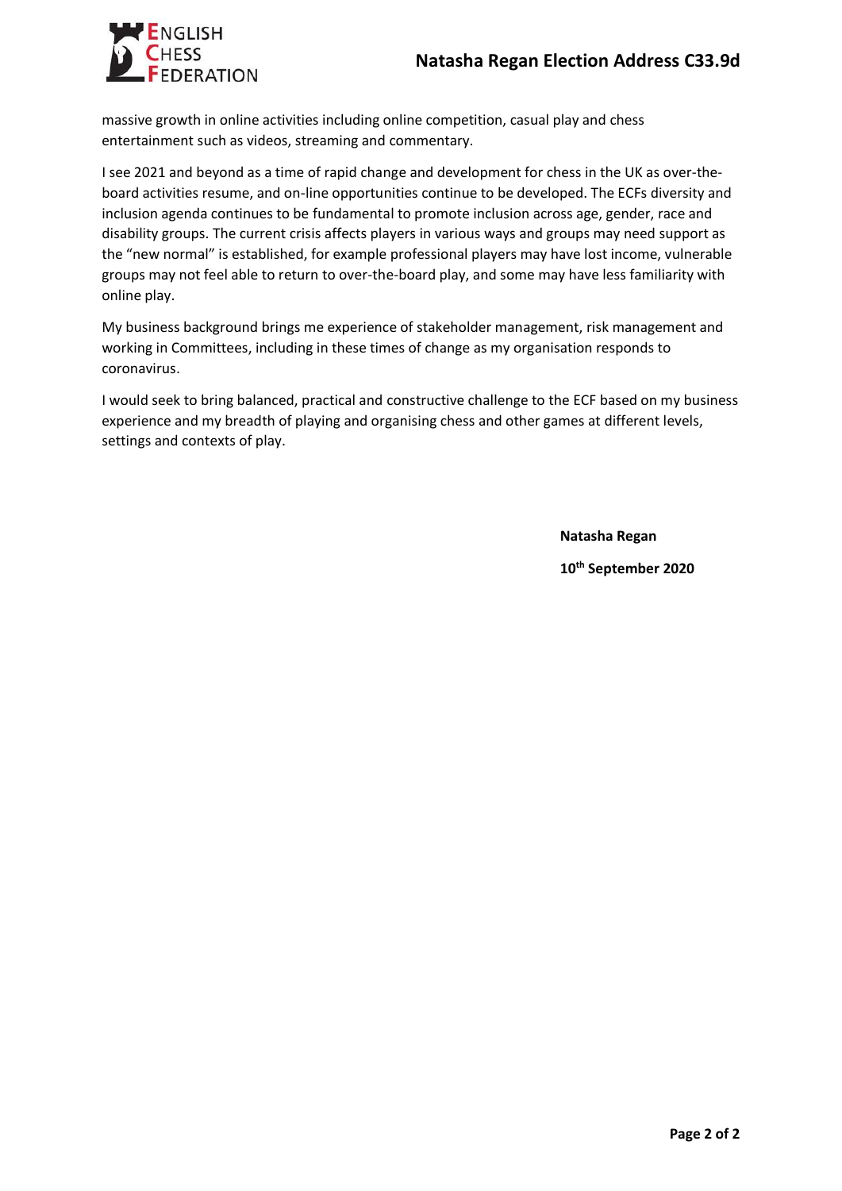massive growth in online activities including online competition, casual play and chess entertainment such as videos, streaming and commentary.

I see 2021 and beyond as a time of rapid change and development for chess in the UK as over-the-board activities resume, and on-line opportunities continue to be developed. The ECFs diversity and inclusion agenda continues to be fundamental to promote inclusion across age, gender, race and disability groups. The current crisis affects players in various ways and groups may need support as the "new normal" is established, for example professional players may have lost income, vulnerable groups may not feel able to return to over-the-board play, and some may have less familiarity with online play.

My business background brings me experience of stakeholder management, risk management and working in Committees, including in these times of change as my organisation responds to coronavirus.

I would seek to bring balanced, practical and constructive challenge to the ECF based on my business experience and my breadth of playing and organising chess and other games at different levels, settings and contexts of play.

**Natasha Regan**

**10th September 2020**